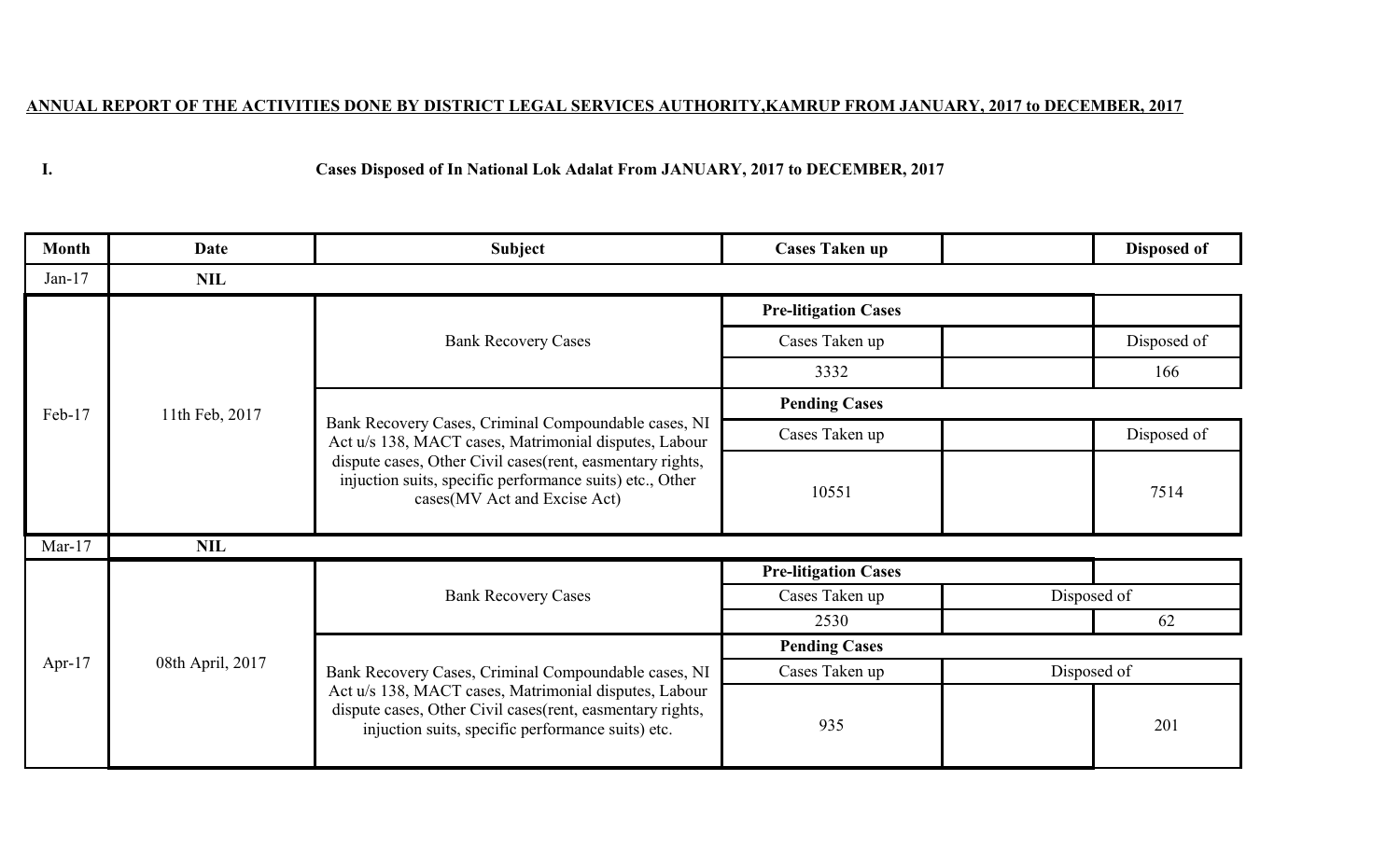**ANNUAL REPORT OF THE ACTIVITIES DONE BY DISTRICT LEGAL SERVICES AUTHORITY,KAMRUP FROM JANUARY, 2017 to DECEMBER, 2017**

**I. Cases Disposed of In National Lok Adalat From JANUARY, 2017 to DECEMBER, 2017**

| Month | Date | Subject | Cases Taken up | | Disposed of |
|---|---|---|---|---|---|
| Jan-17 | NIL | | | | |
| Feb-17 | 11th Feb, 2017 | Bank Recovery Cases | **Pre-litigation Cases** | | |
| | | | Cases Taken up | | Disposed of |
| | | | 3332 | | 166 |
| | | Bank Recovery Cases, Criminal Compoundable cases, NI Act u/s 138, MACT cases, Matrimonial disputes, Labour dispute cases, Other Civil cases(rent, easmentary rights, injuction suits, specific performance suits) etc., Other cases(MV Act and Excise Act) | **Pending Cases** | | |
| | | | Cases Taken up | | Disposed of |
| | | | 10551 | | 7514 |
| Mar-17 | NIL | | | | |
| Apr-17 | 08th April, 2017 | Bank Recovery Cases | **Pre-litigation Cases** | | |
| | | | Cases Taken up | Disposed of | |
| | | | 2530 | | 62 |
| | | Bank Recovery Cases, Criminal Compoundable cases, NI Act u/s 138, MACT cases, Matrimonial disputes, Labour dispute cases, Other Civil cases(rent, easmentary rights, injuction suits, specific performance suits) etc. | **Pending Cases** | | |
| | | | Cases Taken up | Disposed of | |
| | | | 935 | | 201 |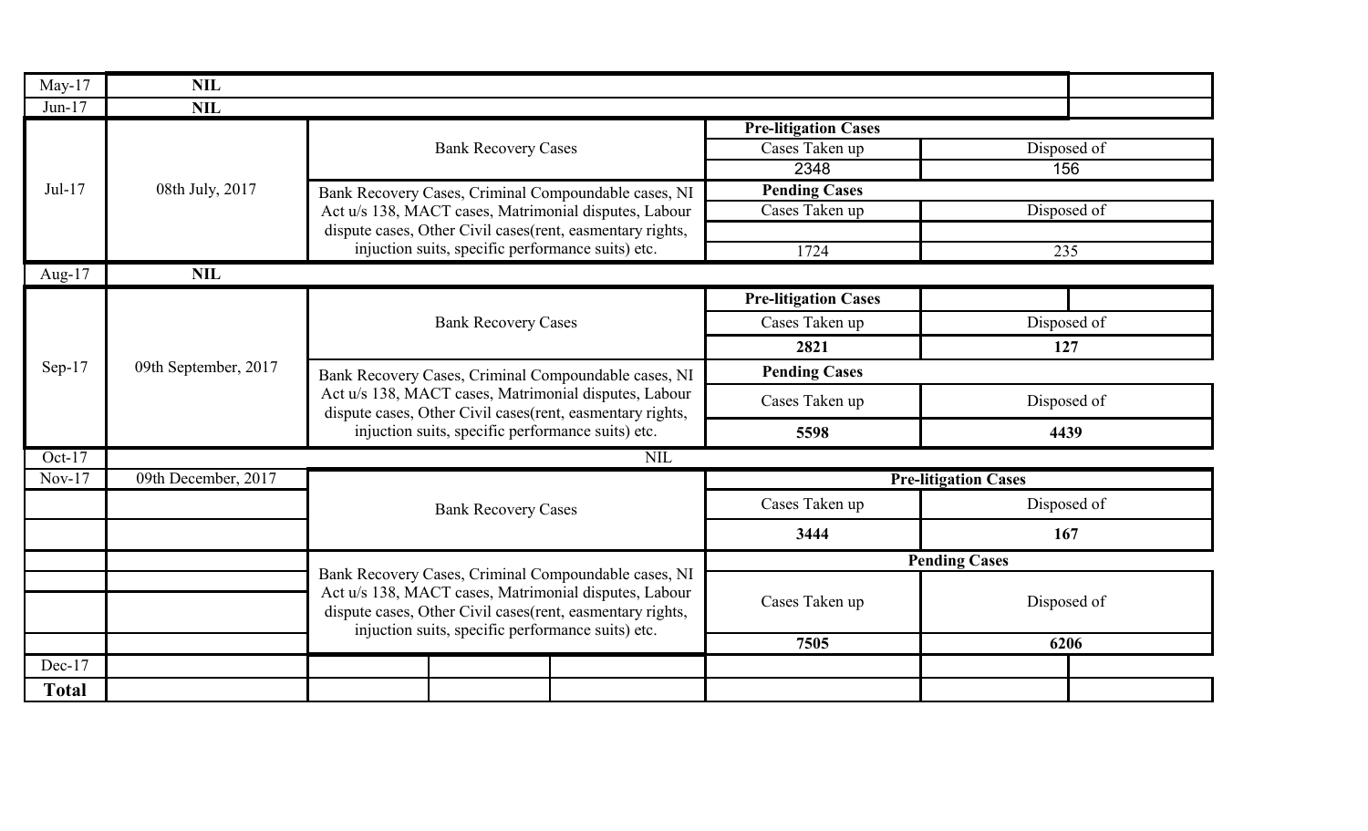| | | | | |
|---|---|---|---|---|
| May-17 | NIL | | | |
| Jun-17 | NIL | | | |
| Jul-17 | 08th July, 2017 | Bank Recovery Cases | Pre-litigation Cases | |
| | | | Cases Taken up | Disposed of |
| | | | 2348 | 156 |
| | | Bank Recovery Cases, Criminal Compoundable cases, NI Act u/s 138, MACT cases, Matrimonial disputes, Labour dispute cases, Other Civil cases(rent, easmentary rights, injuction suits, specific performance suits) etc. | Pending Cases | |
| | | | Cases Taken up | Disposed of |
| | | | 1724 | 235 |
| Aug-17 | NIL | | | |
| Sep-17 | 09th September, 2017 | Bank Recovery Cases | **Pre-litigation Cases** | |
| | | | Cases Taken up | Disposed of |
| | | | **2821** | **127** |
| | | Bank Recovery Cases, Criminal Compoundable cases, NI Act u/s 138, MACT cases, Matrimonial disputes, Labour dispute cases, Other Civil cases(rent, easmentary rights, injuction suits, specific performance suits) etc. | **Pending Cases** | |
| | | | Cases Taken up | Disposed of |
| | | | **5598** | **4439** |
| Oct-17 | NIL | | | |
| Nov-17 | 09th December, 2017 | Bank Recovery Cases | **Pre-litigation Cases** | |
| | | | Cases Taken up | Disposed of |
| | | | **3444** | **167** |
| | | Bank Recovery Cases, Criminal Compoundable cases, NI Act u/s 138, MACT cases, Matrimonial disputes, Labour dispute cases, Other Civil cases(rent, easmentary rights, injuction suits, specific performance suits) etc. | **Pending Cases** | |
| | | | Cases Taken up | Disposed of |
| | | | **7505** | **6206** |
| Dec-17 | | | | |
| **Total** | | | | |